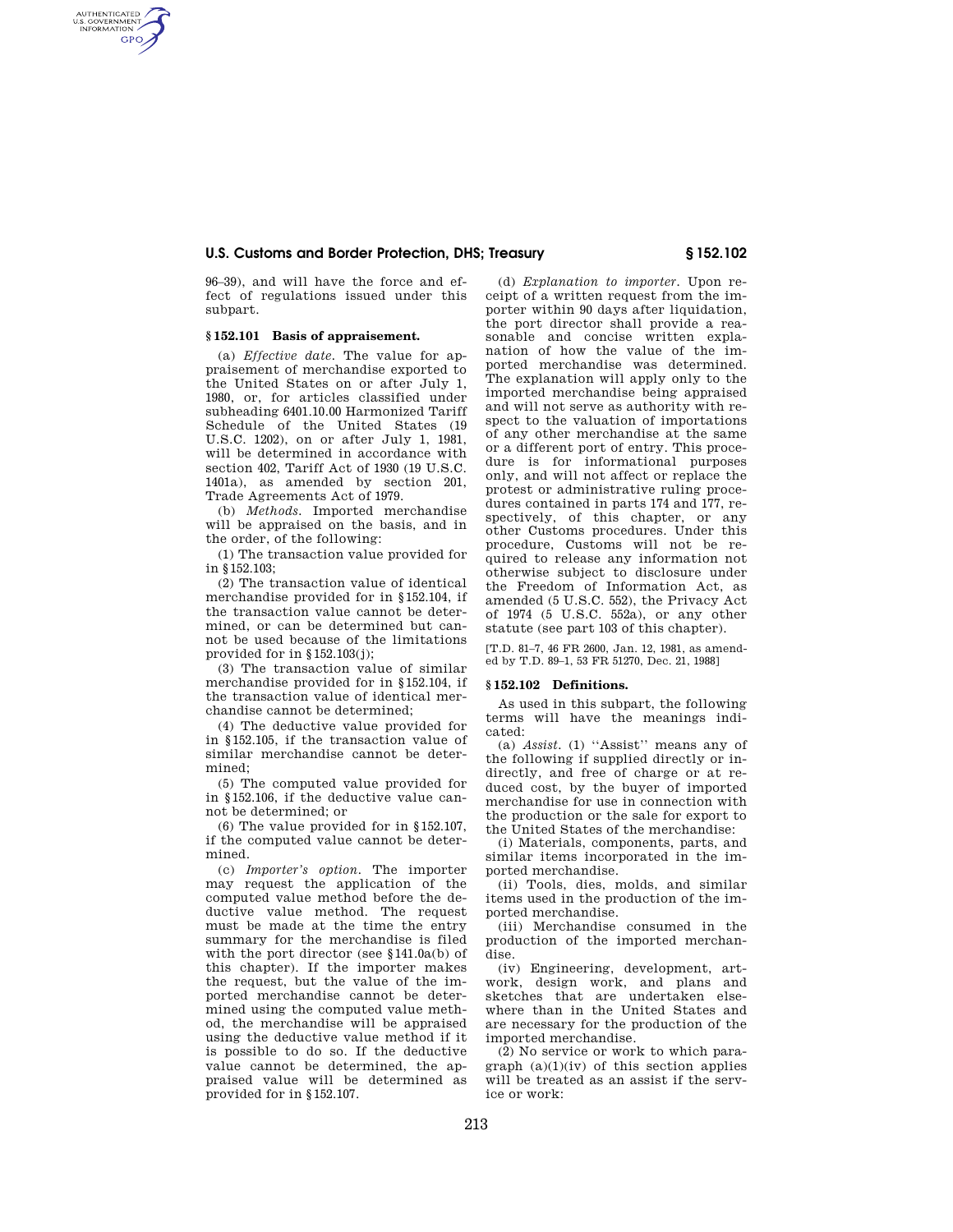96–39), and will have the force and effect of regulations issued under this subpart.

### § 152.101 Basis of appraisement.

(a) *Effective date.* The value for appraisement of merchandise exported to the United States on or after July 1, 1980, or, for articles classified under subheading 6401.10.00 Harmonized Tariff Schedule of the United States (19 U.S.C. 1202), on or after July 1, 1981, will be determined in accordance with section 402, Tariff Act of 1930 (19 U.S.C. 1401a), as amended by section 201, Trade Agreements Act of 1979.

(b) *Methods.* Imported merchandise will be appraised on the basis, and in the order, of the following:

(1) The transaction value provided for in §152.103;

(2) The transaction value of identical merchandise provided for in §152.104, if the transaction value cannot be determined, or can be determined but cannot be used because of the limitations provided for in §152.103(j);

(3) The transaction value of similar merchandise provided for in §152.104, if the transaction value of identical merchandise cannot be determined;

(4) The deductive value provided for in §152.105, if the transaction value of similar merchandise cannot be determined;

(5) The computed value provided for in §152.106, if the deductive value cannot be determined; or

(6) The value provided for in §152.107, if the computed value cannot be determined.

(c) *Importer's option.* The importer may request the application of the computed value method before the deductive value method. The request must be made at the time the entry summary for the merchandise is filed with the port director (see §141.0a(b) of this chapter). If the importer makes the request, but the value of the imported merchandise cannot be determined using the computed value method, the merchandise will be appraised using the deductive value method if it is possible to do so. If the deductive value cannot be determined, the appraised value will be determined as provided for in §152.107.

(d) *Explanation to importer.* Upon receipt of a written request from the importer within 90 days after liquidation, the port director shall provide a reasonable and concise written explanation of how the value of the imported merchandise was determined. The explanation will apply only to the imported merchandise being appraised and will not serve as authority with respect to the valuation of importations of any other merchandise at the same or a different port of entry. This procedure is for informational purposes only, and will not affect or replace the protest or administrative ruling procedures contained in parts 174 and 177, respectively, of this chapter, or any other Customs procedures. Under this procedure, Customs will not be required to release any information not otherwise subject to disclosure under the Freedom of Information Act, as amended (5 U.S.C. 552), the Privacy Act of 1974 (5 U.S.C. 552a), or any other statute (see part 103 of this chapter).

[T.D. 81–7, 46 FR 2600, Jan. 12, 1981, as amended by T.D. 89–1, 53 FR 51270, Dec. 21, 1988]

### § 152.102 Definitions.

As used in this subpart, the following terms will have the meanings indicated:

(a) *Assist.* (1) ''Assist'' means any of the following if supplied directly or indirectly, and free of charge or at reduced cost, by the buyer of imported merchandise for use in connection with the production or the sale for export to the United States of the merchandise:

(i) Materials, components, parts, and similar items incorporated in the imported merchandise.

(ii) Tools, dies, molds, and similar items used in the production of the imported merchandise.

(iii) Merchandise consumed in the production of the imported merchandise.

(iv) Engineering, development, artwork, design work, and plans and sketches that are undertaken elsewhere than in the United States and are necessary for the production of the imported merchandise.

(2) No service or work to which paragraph (a)(1)(iv) of this section applies will be treated as an assist if the service or work: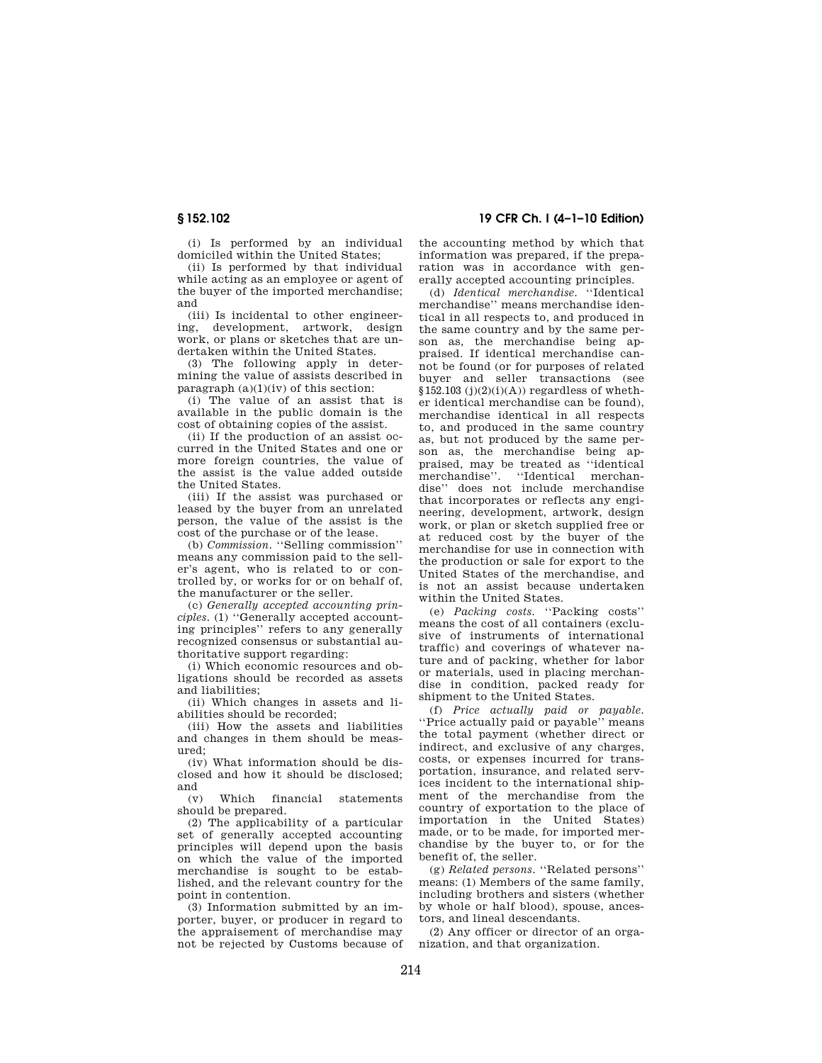(i) Is performed by an individual domiciled within the United States;

(ii) Is performed by that individual while acting as an employee or agent of the buyer of the imported merchandise; and

(iii) Is incidental to other engineering, development, artwork, design work, or plans or sketches that are undertaken within the United States.

(3) The following apply in determining the value of assists described in paragraph (a)(1)(iv) of this section:

(i) The value of an assist that is available in the public domain is the cost of obtaining copies of the assist.

(ii) If the production of an assist occurred in the United States and one or more foreign countries, the value of the assist is the value added outside the United States.

(iii) If the assist was purchased or leased by the buyer from an unrelated person, the value of the assist is the cost of the purchase or of the lease.

(b) *Commission.* ''Selling commission'' means any commission paid to the seller's agent, who is related to or controlled by, or works for or on behalf of, the manufacturer or the seller.

(c) *Generally accepted accounting principles.* (1) ''Generally accepted accounting principles'' refers to any generally recognized consensus or substantial authoritative support regarding:

(i) Which economic resources and obligations should be recorded as assets and liabilities;

(ii) Which changes in assets and liabilities should be recorded;

(iii) How the assets and liabilities and changes in them should be measured;

(iv) What information should be disclosed and how it should be disclosed; and

(v) Which financial statements should be prepared.

(2) The applicability of a particular set of generally accepted accounting principles will depend upon the basis on which the value of the imported merchandise is sought to be established, and the relevant country for the point in contention.

(3) Information submitted by an importer, buyer, or producer in regard to the appraisement of merchandise may not be rejected by Customs because of the accounting method by which that information was prepared, if the preparation was in accordance with generally accepted accounting principles.

(d) *Identical merchandise.* ''Identical merchandise'' means merchandise identical in all respects to, and produced in the same country and by the same person as, the merchandise being appraised. If identical merchandise cannot be found (or for purposes of related buyer and seller transactions (see §152.103 (j)(2)(i)(A)) regardless of whether identical merchandise can be found), merchandise identical in all respects to, and produced in the same country as, but not produced by the same person as, the merchandise being appraised, may be treated as ''identical merchandise''. ''Identical merchandise'' does not include merchandise that incorporates or reflects any engineering, development, artwork, design work, or plan or sketch supplied free or at reduced cost by the buyer of the merchandise for use in connection with the production or sale for export to the United States of the merchandise, and is not an assist because undertaken within the United States.

(e) *Packing costs.* ''Packing costs'' means the cost of all containers (exclusive of instruments of international traffic) and coverings of whatever nature and of packing, whether for labor or materials, used in placing merchandise in condition, packed ready for shipment to the United States.

(f) *Price actually paid or payable.* ''Price actually paid or payable'' means the total payment (whether direct or indirect, and exclusive of any charges, costs, or expenses incurred for transportation, insurance, and related services incident to the international shipment of the merchandise from the country of exportation to the place of importation in the United States) made, or to be made, for imported merchandise by the buyer to, or for the benefit of, the seller.

(g) *Related persons.* ''Related persons'' means: (1) Members of the same family, including brothers and sisters (whether by whole or half blood), spouse, ancestors, and lineal descendants.

(2) Any officer or director of an organization, and that organization.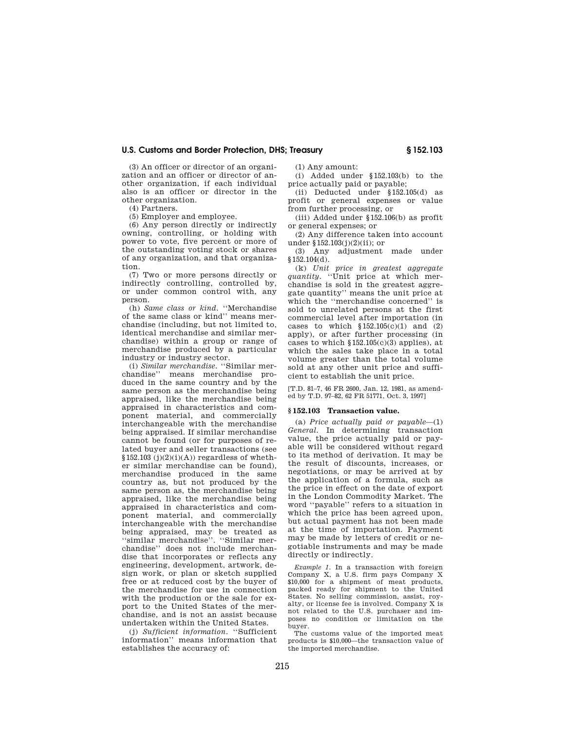(3) An officer or director of an organization and an officer or director of another organization, if each individual also is an officer or director in the other organization.

(4) Partners.

(5) Employer and employee.

(6) Any person directly or indirectly owning, controlling, or holding with power to vote, five percent or more of the outstanding voting stock or shares of any organization, and that organization.

(7) Two or more persons directly or indirectly controlling, controlled by, or under common control with, any person.

(h) *Same class or kind.* ''Merchandise of the same class or kind'' means merchandise (including, but not limited to, identical merchandise and similar merchandise) within a group or range of merchandise produced by a particular industry or industry sector.

(i) *Similar merchandise.* ''Similar merchandise'' means merchandise produced in the same country and by the same person as the merchandise being appraised, like the merchandise being appraised in characteristics and component material, and commercially interchangeable with the merchandise being appraised. If similar merchandise cannot be found (or for purposes of related buyer and seller transactions (see §152.103 (j)(2)(i)(A)) regardless of whether similar merchandise can be found), merchandise produced in the same country as, but not produced by the same person as, the merchandise being appraised, like the merchandise being appraised in characteristics and component material, and commercially interchangeable with the merchandise being appraised, may be treated as ''similar merchandise''. ''Similar merchandise'' does not include merchandise that incorporates or reflects any engineering, development, artwork, design work, or plan or sketch supplied free or at reduced cost by the buyer of the merchandise for use in connection with the production or the sale for export to the United States of the merchandise, and is not an assist because undertaken within the United States.

(j) *Sufficient information.* ''Sufficient information'' means information that establishes the accuracy of:

(1) Any amount:

(i) Added under §152.103(b) to the price actually paid or payable;

(ii) Deducted under §152.105(d) as profit or general expenses or value from further processing, or

(iii) Added under §152.106(b) as profit or general expenses; or

(2) Any difference taken into account under §152.103(j)(2)(ii); or

(3) Any adjustment made under §152.104(d).

(k) *Unit price in greatest aggregate quantity.* ''Unit price at which merchandise is sold in the greatest aggregate quantity'' means the unit price at which the ''merchandise concerned'' is sold to unrelated persons at the first commercial level after importation (in cases to which §152.105(c)(1) and (2) apply), or after further processing (in cases to which §152.105(c)(3) applies), at which the sales take place in a total volume greater than the total volume sold at any other unit price and sufficient to establish the unit price.

[T.D. 81–7, 46 FR 2600, Jan. 12, 1981, as amended by T.D. 97–82, 62 FR 51771, Oct. 3, 1997]

## §152.103 Transaction value.

(a) *Price actually paid or payable*—(1) *General.* In determining transaction value, the price actually paid or payable will be considered without regard to its method of derivation. It may be the result of discounts, increases, or negotiations, or may be arrived at by the application of a formula, such as the price in effect on the date of export in the London Commodity Market. The word ''payable'' refers to a situation in which the price has been agreed upon, but actual payment has not been made at the time of importation. Payment may be made by letters of credit or negotiable instruments and may be made directly or indirectly.

*Example 1.* In a transaction with foreign Company X, a U.S. firm pays Company X $10,000 for a shipment of meat products, packed ready for shipment to the United States. No selling commission, assist, royalty, or license fee is involved. Company X is not related to the U.S. purchaser and imposes no condition or limitation on the buyer.

The customs value of the imported meat products is $10,000—the transaction value of the imported merchandise.